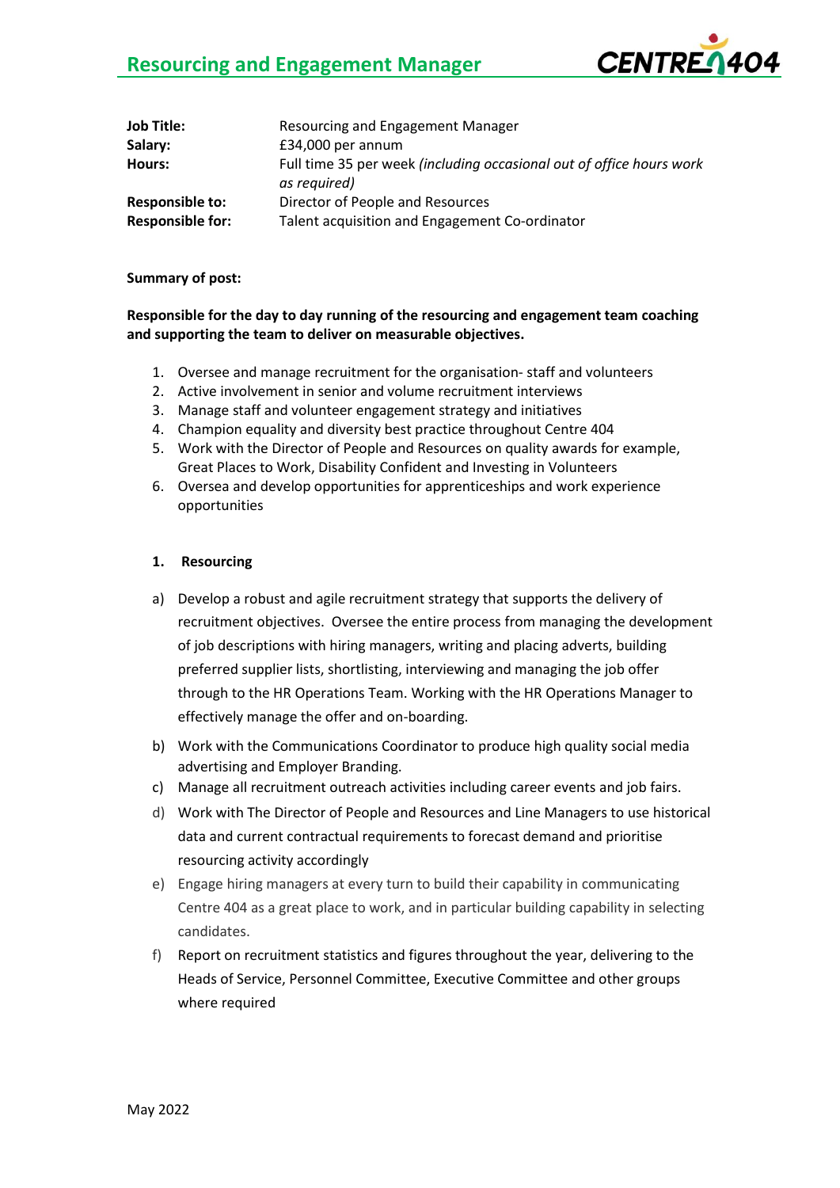# Resourcing and Engagement Manager

| | |
|---|---|
| **Job Title:** | Resourcing and Engagement Manager |
| **Salary:** | £34,000 per annum |
| **Hours:** | Full time 35 per week *(including occasional out of office hours work as required)* |
| **Responsible to:** | Director of People and Resources |
| **Responsible for:** | Talent acquisition and Engagement Co-ordinator |

**Summary of post:**

**Responsible for the day to day running of the resourcing and engagement team coaching and supporting the team to deliver on measurable objectives.**

1. Oversee and manage recruitment for the organisation- staff and volunteers
2. Active involvement in senior and volume recruitment interviews
3. Manage staff and volunteer engagement strategy and initiatives
4. Champion equality and diversity best practice throughout Centre 404
5. Work with the Director of People and Resources on quality awards for example, Great Places to Work, Disability Confident and Investing in Volunteers
6. Oversea and develop opportunities for apprenticeships and work experience opportunities

### 1. Resourcing

a) Develop a robust and agile recruitment strategy that supports the delivery of recruitment objectives. Oversee the entire process from managing the development of job descriptions with hiring managers, writing and placing adverts, building preferred supplier lists, shortlisting, interviewing and managing the job offer through to the HR Operations Team. Working with the HR Operations Manager to effectively manage the offer and on-boarding.

b) Work with the Communications Coordinator to produce high quality social media advertising and Employer Branding.

c) Manage all recruitment outreach activities including career events and job fairs.

d) Work with The Director of People and Resources and Line Managers to use historical data and current contractual requirements to forecast demand and prioritise resourcing activity accordingly

e) Engage hiring managers at every turn to build their capability in communicating Centre 404 as a great place to work, and in particular building capability in selecting candidates.

f) Report on recruitment statistics and figures throughout the year, delivering to the Heads of Service, Personnel Committee, Executive Committee and other groups where required

May 2022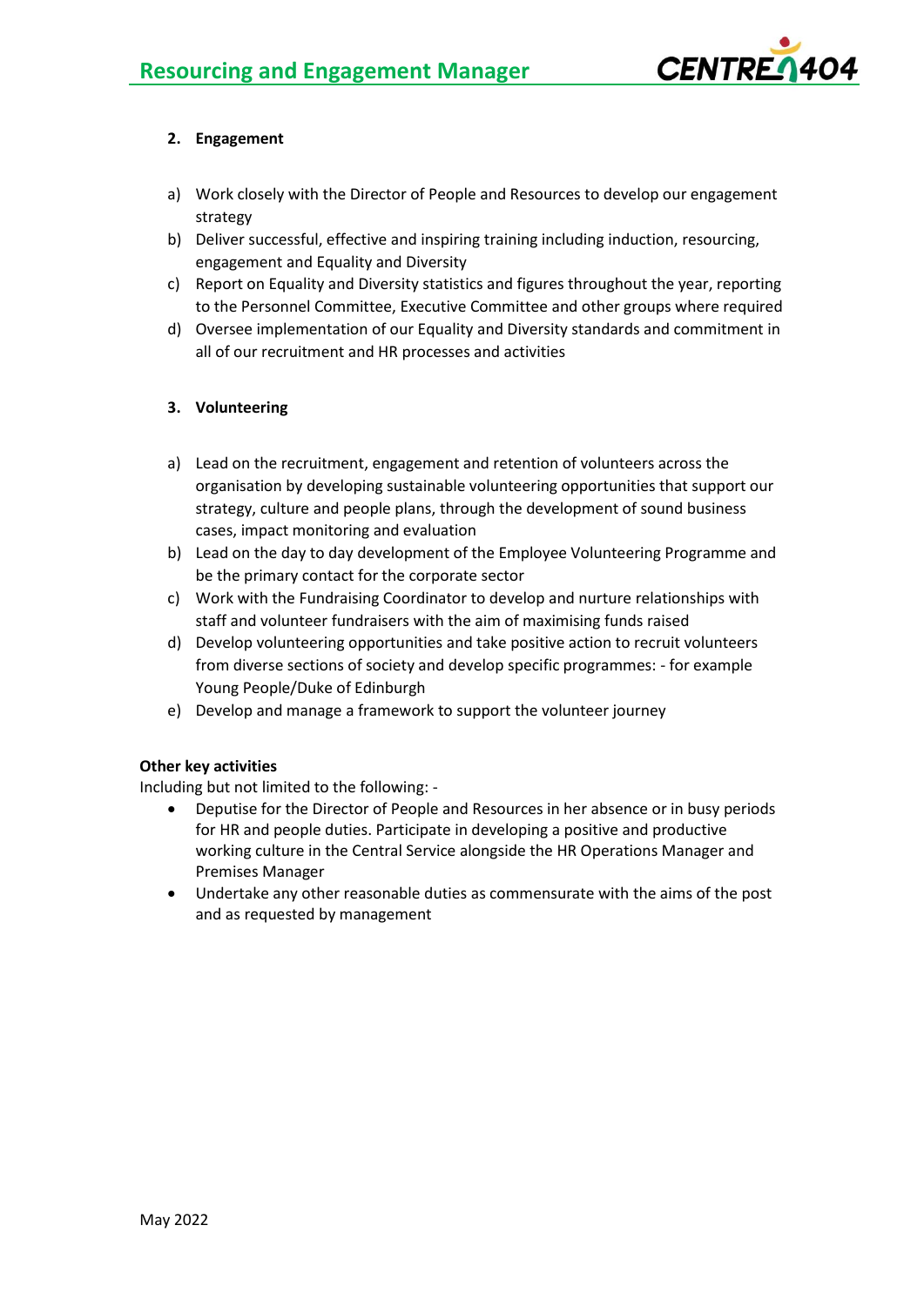## 2. Engagement

a) Work closely with the Director of People and Resources to develop our engagement strategy
b) Deliver successful, effective and inspiring training including induction, resourcing, engagement and Equality and Diversity
c) Report on Equality and Diversity statistics and figures throughout the year, reporting to the Personnel Committee, Executive Committee and other groups where required
d) Oversee implementation of our Equality and Diversity standards and commitment in all of our recruitment and HR processes and activities

## 3. Volunteering

a) Lead on the recruitment, engagement and retention of volunteers across the organisation by developing sustainable volunteering opportunities that support our strategy, culture and people plans, through the development of sound business cases, impact monitoring and evaluation
b) Lead on the day to day development of the Employee Volunteering Programme and be the primary contact for the corporate sector
c) Work with the Fundraising Coordinator to develop and nurture relationships with staff and volunteer fundraisers with the aim of maximising funds raised
d) Develop volunteering opportunities and take positive action to recruit volunteers from diverse sections of society and develop specific programmes: - for example Young People/Duke of Edinburgh
e) Develop and manage a framework to support the volunteer journey

**Other key activities**

Including but not limited to the following: -

- Deputise for the Director of People and Resources in her absence or in busy periods for HR and people duties. Participate in developing a positive and productive working culture in the Central Service alongside the HR Operations Manager and Premises Manager
- Undertake any other reasonable duties as commensurate with the aims of the post and as requested by management

May 2022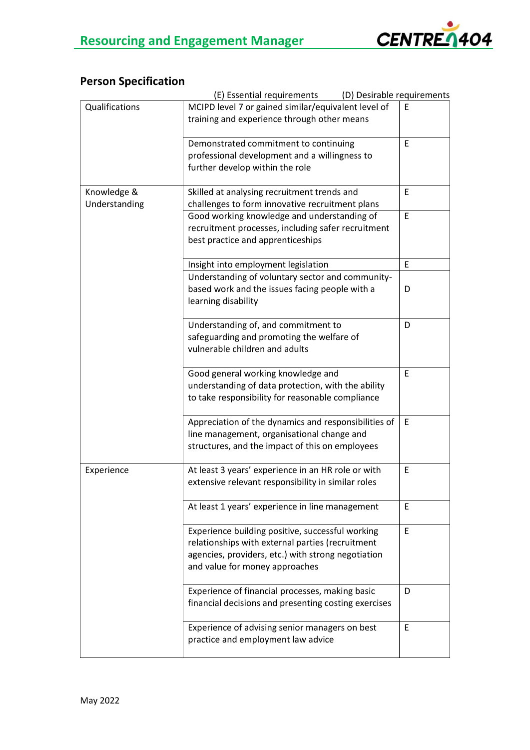## Person Specification

(E) Essential requirements (D) Desirable requirements

| | | |
|---|---|---|
| Qualifications | MCIPD level 7 or gained similar/equivalent level of training and experience through other means | E |
| | Demonstrated commitment to continuing professional development and a willingness to further develop within the role | E |
| Knowledge & Understanding | Skilled at analysing recruitment trends and challenges to form innovative recruitment plans | E |
| | Good working knowledge and understanding of recruitment processes, including safer recruitment best practice and apprenticeships | E |
| | Insight into employment legislation | E |
| | Understanding of voluntary sector and community-based work and the issues facing people with a learning disability | D |
| | Understanding of, and commitment to safeguarding and promoting the welfare of vulnerable children and adults | D |
| | Good general working knowledge and understanding of data protection, with the ability to take responsibility for reasonable compliance | E |
| | Appreciation of the dynamics and responsibilities of line management, organisational change and structures, and the impact of this on employees | E |
| Experience | At least 3 years' experience in an HR role or with extensive relevant responsibility in similar roles | E |
| | At least 1 years' experience in line management | E |
| | Experience building positive, successful working relationships with external parties (recruitment agencies, providers, etc.) with strong negotiation and value for money approaches | E |
| | Experience of financial processes, making basic financial decisions and presenting costing exercises | D |
| | Experience of advising senior managers on best practice and employment law advice | E |

May 2022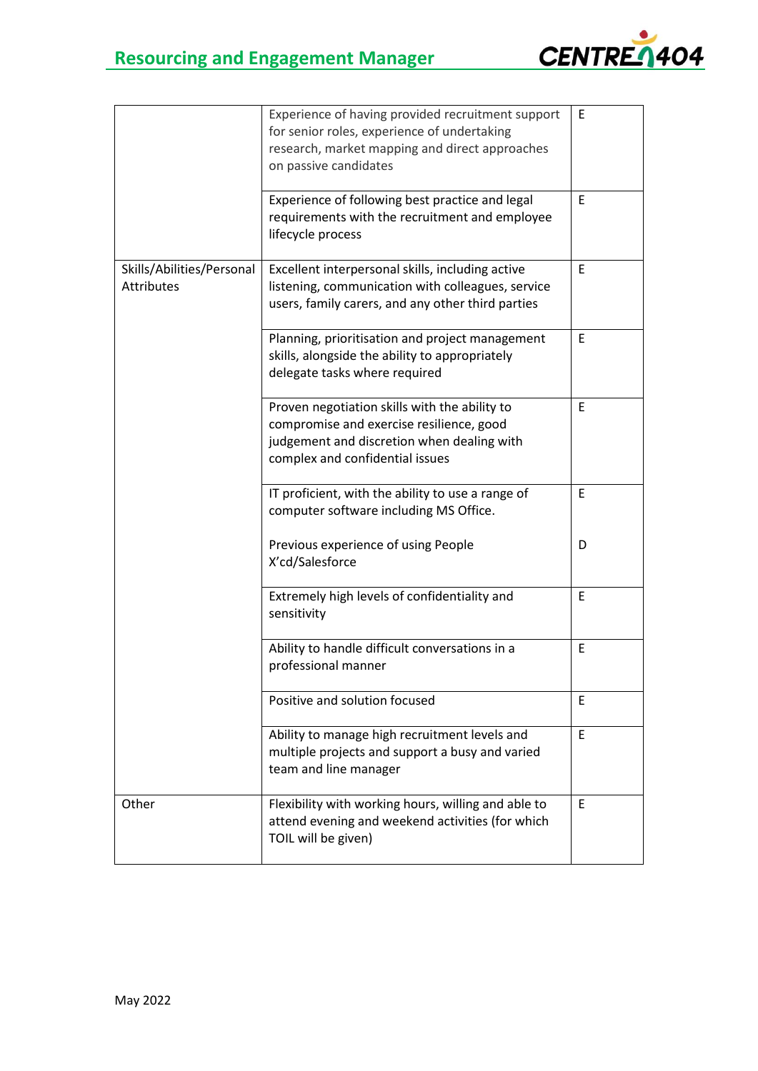| | | |
|---|---|---|
| | Experience of having provided recruitment support for senior roles, experience of undertaking research, market mapping and direct approaches on passive candidates | E |
| | Experience of following best practice and legal requirements with the recruitment and employee lifecycle process | E |
| Skills/Abilities/Personal Attributes | Excellent interpersonal skills, including active listening, communication with colleagues, service users, family carers, and any other third parties | E |
| | Planning, prioritisation and project management skills, alongside the ability to appropriately delegate tasks where required | E |
| | Proven negotiation skills with the ability to compromise and exercise resilience, good judgement and discretion when dealing with complex and confidential issues | E |
| | IT proficient, with the ability to use a range of computer software including MS Office. | E |
| | Previous experience of using People X'cd/Salesforce | D |
| | Extremely high levels of confidentiality and sensitivity | E |
| | Ability to handle difficult conversations in a professional manner | E |
| | Positive and solution focused | E |
| | Ability to manage high recruitment levels and multiple projects and support a busy and varied team and line manager | E |
| Other | Flexibility with working hours, willing and able to attend evening and weekend activities (for which TOIL will be given) | E |

May 2022